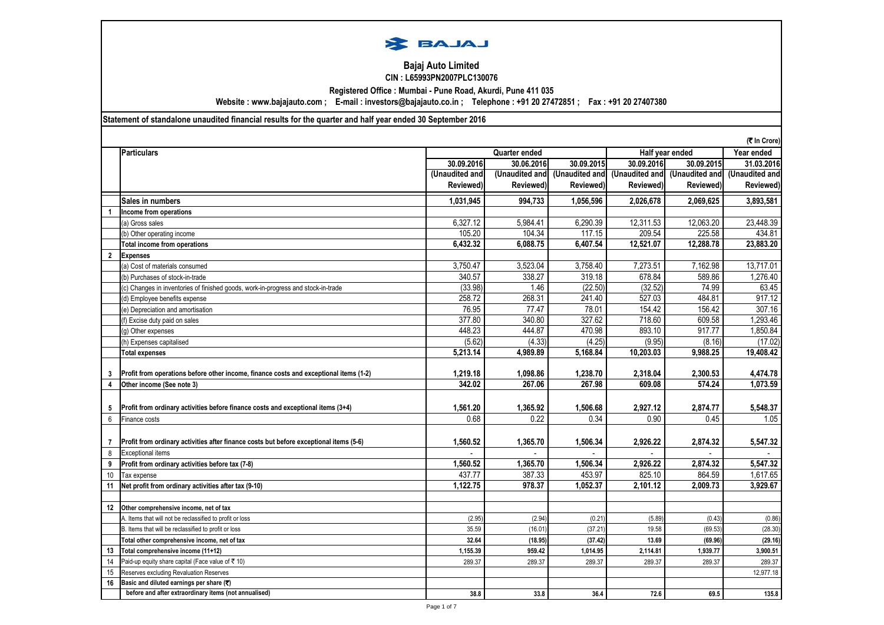# Bajaj Auto Limited

**CIN : L65993PN2007PLC130076**

**Registered Office : Mumbai - Pune Road, Akurdi, Pune 411 035**

**Website : www.bajajauto.com ; E-mail : investors@bajajauto.co.in ; Telephone : +91 20 27472851 ; Fax : +91 20 27407380**

**Statement of standalone unaudited financial results for the quarter and half year ended 30 September 2016**

(₹ In Crore)

| | Particulars | Quarter ended | | | Half year ended | | Year ended |
|---|---|---|---|---|---|---|---|
| | | 30.09.2016 | 30.06.2016 | 30.09.2015 | 30.09.2016 | 30.09.2015 | 31.03.2016 |
| | | (Unaudited and Reviewed) | (Unaudited and Reviewed) | (Unaudited and Reviewed) | (Unaudited and Reviewed) | (Unaudited and Reviewed) | (Unaudited and Reviewed) |
| | **Sales in numbers** | **1,031,945** | **994,733** | **1,056,596** | **2,026,678** | **2,069,625** | **3,893,581** |
| 1 | **Income from operations** | | | | | | |
| | (a) Gross sales | 6,327.12 | 5,984.41 | 6,290.39 | 12,311.53 | 12,063.20 | 23,448.39 |
| | (b) Other operating income | 105.20 | 104.34 | 117.15 | 209.54 | 225.58 | 434.81 |
| | **Total income from operations** | **6,432.32** | **6,088.75** | **6,407.54** | **12,521.07** | **12,288.78** | **23,883.20** |
| 2 | **Expenses** | | | | | | |
| | (a) Cost of materials consumed | 3,750.47 | 3,523.04 | 3,758.40 | 7,273.51 | 7,162.98 | 13,717.01 |
| | (b) Purchases of stock-in-trade | 340.57 | 338.27 | 319.18 | 678.84 | 589.86 | 1,276.40 |
| | (c) Changes in inventories of finished goods, work-in-progress and stock-in-trade | (33.98) | 1.46 | (22.50) | (32.52) | 74.99 | 63.45 |
| | (d) Employee benefits expense | 258.72 | 268.31 | 241.40 | 527.03 | 484.81 | 917.12 |
| | (e) Depreciation and amortisation | 76.95 | 77.47 | 78.01 | 154.42 | 156.42 | 307.16 |
| | (f) Excise duty paid on sales | 377.80 | 340.80 | 327.62 | 718.60 | 609.58 | 1,293.46 |
| | (g) Other expenses | 448.23 | 444.87 | 470.98 | 893.10 | 917.77 | 1,850.84 |
| | (h) Expenses capitalised | (5.62) | (4.33) | (4.25) | (9.95) | (8.16) | (17.02) |
| | **Total expenses** | **5,213.14** | **4,989.89** | **5,168.84** | **10,203.03** | **9,988.25** | **19,408.42** |
| 3 | **Profit from operations before other income, finance costs and exceptional items (1-2)** | **1,219.18** | **1,098.86** | **1,238.70** | **2,318.04** | **2,300.53** | **4,474.78** |
| 4 | **Other income (See note 3)** | **342.02** | **267.06** | **267.98** | **609.08** | **574.24** | **1,073.59** |
| 5 | **Profit from ordinary activities before finance costs and exceptional items (3+4)** | **1,561.20** | **1,365.92** | **1,506.68** | **2,927.12** | **2,874.77** | **5,548.37** |
| 6 | Finance costs | 0.68 | 0.22 | 0.34 | 0.90 | 0.45 | 1.05 |
| 7 | **Profit from ordinary activities after finance costs but before exceptional items (5-6)** | **1,560.52** | **1,365.70** | **1,506.34** | **2,926.22** | **2,874.32** | **5,547.32** |
| 8 | Exceptional items | - | - | - | - | - | - |
| 9 | **Profit from ordinary activities before tax (7-8)** | **1,560.52** | **1,365.70** | **1,506.34** | **2,926.22** | **2,874.32** | **5,547.32** |
| 10 | Tax expense | 437.77 | 387.33 | 453.97 | 825.10 | 864.59 | 1,617.65 |
| 11 | **Net profit from ordinary activities after tax (9-10)** | **1,122.75** | **978.37** | **1,052.37** | **2,101.12** | **2,009.73** | **3,929.67** |
| 12 | **Other comprehensive income, net of tax** | | | | | | |
| | A. Items that will not be reclassified to profit or loss | (2.95) | (2.94) | (0.21) | (5.89) | (0.43) | (0.86) |
| | B. Items that will be reclassified to profit or loss | 35.59 | (16.01) | (37.21) | 19.58 | (69.53) | (28.30) |
| | **Total other comprehensive income, net of tax** | **32.64** | **(18.95)** | **(37.42)** | **13.69** | **(69.96)** | **(29.16)** |
| 13 | **Total comprehensive income (11+12)** | **1,155.39** | **959.42** | **1,014.95** | **2,114.81** | **1,939.77** | **3,900.51** |
| 14 | Paid-up equity share capital (Face value of ₹ 10) | 289.37 | 289.37 | 289.37 | 289.37 | 289.37 | 289.37 |
| 15 | Reserves excluding Revaluation Reserves | | | | | | 12,977.18 |
| 16 | **Basic and diluted earnings per share (₹)** | | | | | | |
| | **before and after extraordinary items (not annualised)** | **38.8** | **33.8** | **36.4** | **72.6** | **69.5** | **135.8** |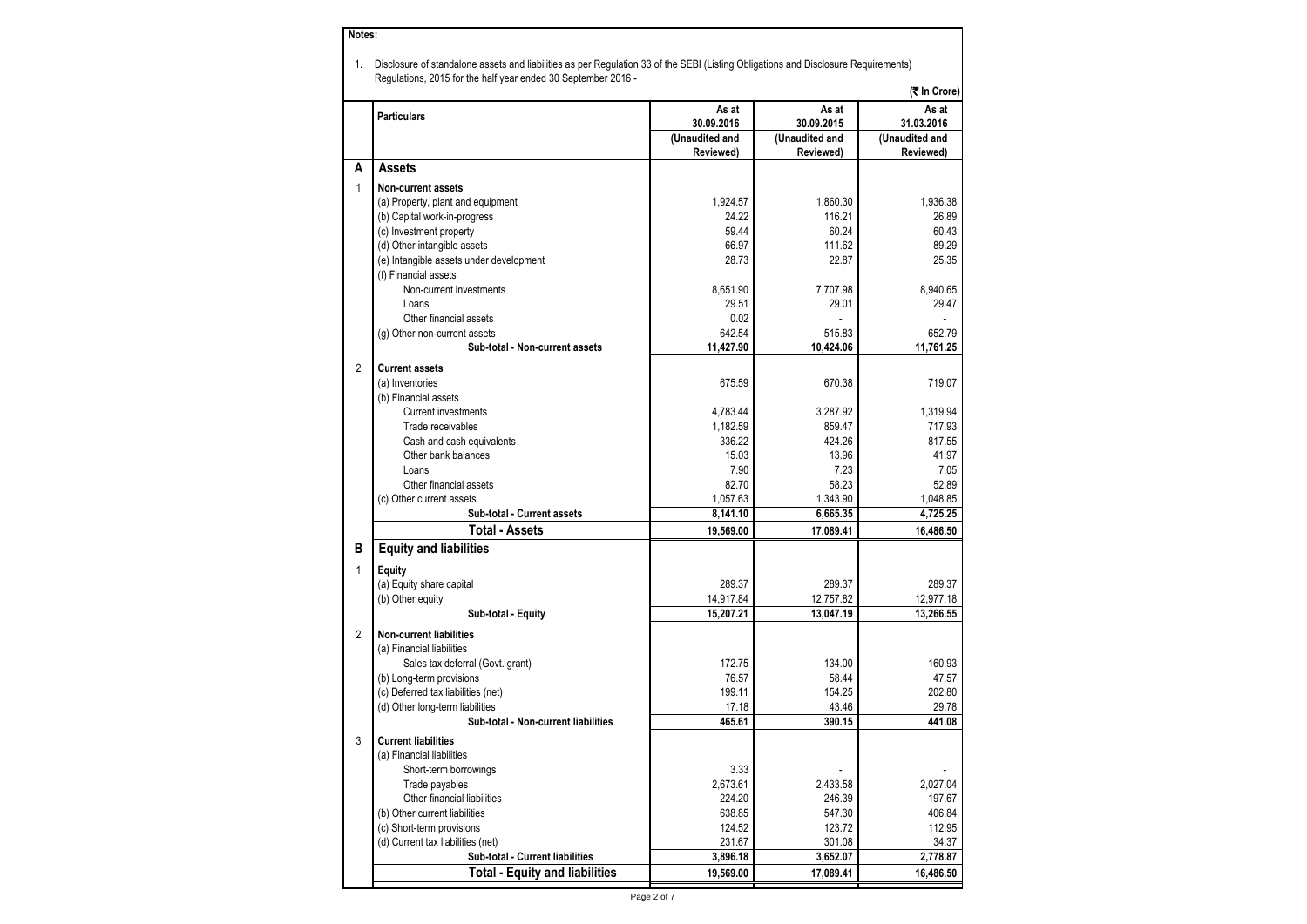**Notes:**

1. Disclosure of standalone assets and liabilities as per Regulation 33 of the SEBI (Listing Obligations and Disclosure Requirements) Regulations, 2015 for the half year ended 30 September 2016 -

(₹ In Crore)

| | Particulars | As at 30.09.2016 (Unaudited and Reviewed) | As at 30.09.2015 (Unaudited and Reviewed) | As at 31.03.2016 (Unaudited and Reviewed) |
|---|---|---|---|---|
| **A** | **Assets** | | | |
| 1 | **Non-current assets** | | | |
| | (a) Property, plant and equipment | 1,924.57 | 1,860.30 | 1,936.38 |
| | (b) Capital work-in-progress | 24.22 | 116.21 | 26.89 |
| | (c) Investment property | 59.44 | 60.24 | 60.43 |
| | (d) Other intangible assets | 66.97 | 111.62 | 89.29 |
| | (e) Intangible assets under development | 28.73 | 22.87 | 25.35 |
| | (f) Financial assets | | | |
| | Non-current investments | 8,651.90 | 7,707.98 | 8,940.65 |
| | Loans | 29.51 | 29.01 | 29.47 |
| | Other financial assets | 0.02 | - | - |
| | (g) Other non-current assets | 642.54 | 515.83 | 652.79 |
| | **Sub-total - Non-current assets** | **11,427.90** | **10,424.06** | **11,761.25** |
| 2 | **Current assets** | | | |
| | (a) Inventories | 675.59 | 670.38 | 719.07 |
| | (b) Financial assets | | | |
| | Current investments | 4,783.44 | 3,287.92 | 1,319.94 |
| | Trade receivables | 1,182.59 | 859.47 | 717.93 |
| | Cash and cash equivalents | 336.22 | 424.26 | 817.55 |
| | Other bank balances | 15.03 | 13.96 | 41.97 |
| | Loans | 7.90 | 7.23 | 7.05 |
| | Other financial assets | 82.70 | 58.23 | 52.89 |
| | (c) Other current assets | 1,057.63 | 1,343.90 | 1,048.85 |
| | **Sub-total - Current assets** | **8,141.10** | **6,665.35** | **4,725.25** |
| | **Total - Assets** | **19,569.00** | **17,089.41** | **16,486.50** |
| **B** | **Equity and liabilities** | | | |
| 1 | **Equity** | | | |
| | (a) Equity share capital | 289.37 | 289.37 | 289.37 |
| | (b) Other equity | 14,917.84 | 12,757.82 | 12,977.18 |
| | **Sub-total - Equity** | **15,207.21** | **13,047.19** | **13,266.55** |
| 2 | **Non-current liabilities** | | | |
| | (a) Financial liabilities | | | |
| | Sales tax deferral (Govt. grant) | 172.75 | 134.00 | 160.93 |
| | (b) Long-term provisions | 76.57 | 58.44 | 47.57 |
| | (c) Deferred tax liabilities (net) | 199.11 | 154.25 | 202.80 |
| | (d) Other long-term liabilities | 17.18 | 43.46 | 29.78 |
| | **Sub-total - Non-current liabilities** | **465.61** | **390.15** | **441.08** |
| 3 | **Current liabilities** | | | |
| | (a) Financial liabilities | | | |
| | Short-term borrowings | 3.33 | - | - |
| | Trade payables | 2,673.61 | 2,433.58 | 2,027.04 |
| | Other financial liabilities | 224.20 | 246.39 | 197.67 |
| | (b) Other current liabilities | 638.85 | 547.30 | 406.84 |
| | (c) Short-term provisions | 124.52 | 123.72 | 112.95 |
| | (d) Current tax liabilities (net) | 231.67 | 301.08 | 34.37 |
| | **Sub-total - Current liabilities** | **3,896.18** | **3,652.07** | **2,778.87** |
| | **Total - Equity and liabilities** | **19,569.00** | **17,089.41** | **16,486.50** |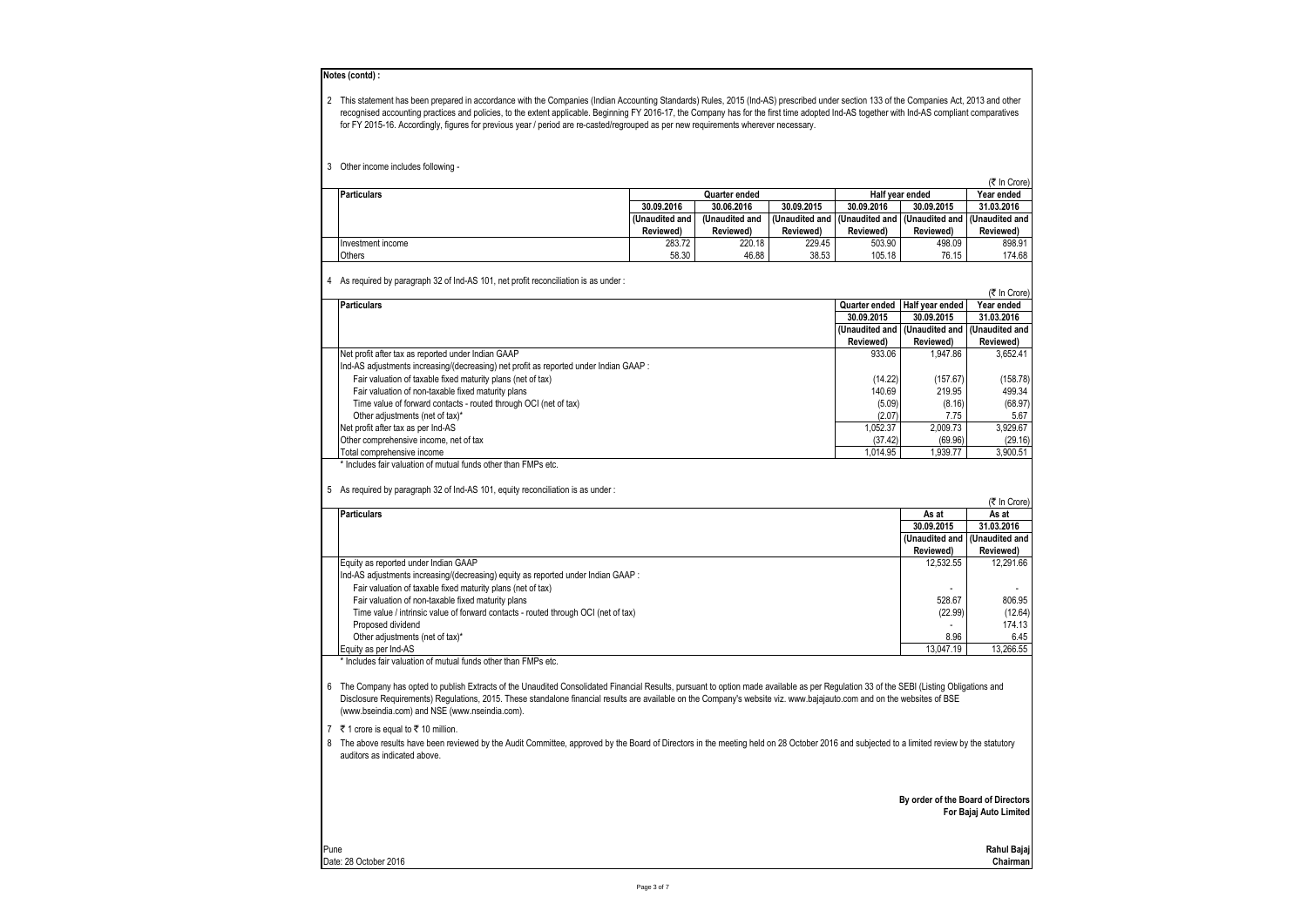**Notes (contd) :**

2 This statement has been prepared in accordance with the Companies (Indian Accounting Standards) Rules, 2015 (Ind-AS) prescribed under section 133 of the Companies Act, 2013 and other recognised accounting practices and policies, to the extent applicable. Beginning FY 2016-17, the Company has for the first time adopted Ind-AS together with Ind-AS compliant comparatives for FY 2015-16. Accordingly, figures for previous year / period are re-casted/regrouped as per new requirements wherever necessary.

3 Other income includes following -

(₹ In Crore)

| Particulars | Quarter ended | | | Half year ended | | Year ended |
|---|---|---|---|---|---|---|
| | 30.09.2016 | 30.06.2016 | 30.09.2015 | 30.09.2016 | 30.09.2015 | 31.03.2016 |
| | (Unaudited and Reviewed) | (Unaudited and Reviewed) | (Unaudited and Reviewed) | (Unaudited and Reviewed) | (Unaudited and Reviewed) | (Unaudited and Reviewed) |
| Investment income | 283.72 | 220.18 | 229.45 | 503.90 | 498.09 | 898.91 |
| Others | 58.30 | 46.88 | 38.53 | 105.18 | 76.15 | 174.68 |

4 As required by paragraph 32 of Ind-AS 101, net profit reconciliation is as under :

(₹ In Crore)

| Particulars | Quarter ended | Half year ended | Year ended |
|---|---|---|---|
| | 30.09.2015 | 30.09.2015 | 31.03.2016 |
| | (Unaudited and Reviewed) | (Unaudited and Reviewed) | (Unaudited and Reviewed) |
| Net profit after tax as reported under Indian GAAP | 933.06 | 1,947.86 | 3,652.41 |
| Ind-AS adjustments increasing/(decreasing) net profit as reported under Indian GAAP : | | | |
| Fair valuation of taxable fixed maturity plans (net of tax) | (14.22) | (157.67) | (158.78) |
| Fair valuation of non-taxable fixed maturity plans | 140.69 | 219.95 | 499.34 |
| Time value of forward contacts - routed through OCI (net of tax) | (5.09) | (8.16) | (68.97) |
| Other adjustments (net of tax)* | (2.07) | 7.75 | 5.67 |
| Net profit after tax as per Ind-AS | 1,052.37 | 2,009.73 | 3,929.67 |
| Other comprehensive income, net of tax | (37.42) | (69.96) | (29.16) |
| Total comprehensive income | 1,014.95 | 1,939.77 | 3,900.51 |

\* Includes fair valuation of mutual funds other than FMPs etc.

5 As required by paragraph 32 of Ind-AS 101, equity reconciliation is as under :

(₹ In Crore)

| Particulars | As at | As at |
|---|---|---|
| | 30.09.2015 | 31.03.2016 |
| | (Unaudited and Reviewed) | (Unaudited and Reviewed) |
| Equity as reported under Indian GAAP | 12,532.55 | 12,291.66 |
| Ind-AS adjustments increasing/(decreasing) equity as reported under Indian GAAP : | | |
| Fair valuation of taxable fixed maturity plans (net of tax) | - | - |
| Fair valuation of non-taxable fixed maturity plans | 528.67 | 806.95 |
| Time value / intrinsic value of forward contacts - routed through OCI (net of tax) | (22.99) | (12.64) |
| Proposed dividend | - | 174.13 |
| Other adjustments (net of tax)* | 8.96 | 6.45 |
| Equity as per Ind-AS | 13,047.19 | 13,266.55 |

\* Includes fair valuation of mutual funds other than FMPs etc.

6 The Company has opted to publish Extracts of the Unaudited Consolidated Financial Results, pursuant to option made available as per Regulation 33 of the SEBI (Listing Obligations and Disclosure Requirements) Regulations, 2015. These standalone financial results are available on the Company's website viz. www.bajajauto.com and on the websites of BSE (www.bseindia.com) and NSE (www.nseindia.com).

7 ₹ 1 crore is equal to ₹ 10 million.

8 The above results have been reviewed by the Audit Committee, approved by the Board of Directors in the meeting held on 28 October 2016 and subjected to a limited review by the statutory auditors as indicated above.

**By order of the Board of Directors**
**For Bajaj Auto Limited**

Pune
Date: 28 October 2016

**Rahul Bajaj**
**Chairman**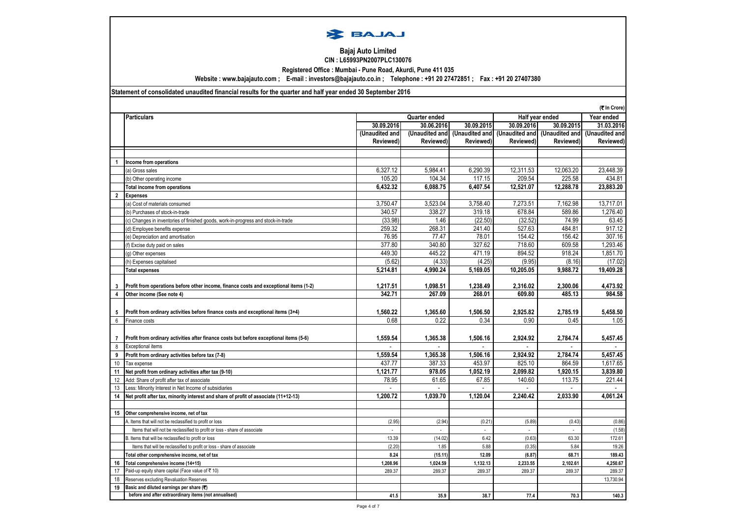**BAJAJ**

## Bajaj Auto Limited

**CIN : L65993PN2007PLC130076**

**Registered Office : Mumbai - Pune Road, Akurdi, Pune 411 035**

**Website : www.bajajauto.com ; E-mail : investors@bajajauto.co.in ; Telephone : +91 20 27472851 ; Fax : +91 20 27407380**

**Statement of consolidated unaudited financial results for the quarter and half year ended 30 September 2016**

(₹ In Crore)

| | Particulars | Quarter ended | | | Half year ended | | Year ended |
|---|---|---|---|---|---|---|---|
| | | 30.09.2016 (Unaudited and Reviewed) | 30.06.2016 (Unaudited and Reviewed) | 30.09.2015 (Unaudited and Reviewed) | 30.09.2016 (Unaudited and Reviewed) | 30.09.2015 (Unaudited and Reviewed) | 31.03.2016 (Unaudited and Reviewed) |
| 1 | **Income from operations** | | | | | | |
| | (a) Gross sales | 6,327.12 | 5,984.41 | 6,290.39 | 12,311.53 | 12,063.20 | 23,448.39 |
| | (b) Other operating income | 105.20 | 104.34 | 117.15 | 209.54 | 225.58 | 434.81 |
| | **Total income from operations** | **6,432.32** | **6,088.75** | **6,407.54** | **12,521.07** | **12,288.78** | **23,883.20** |
| 2 | **Expenses** | | | | | | |
| | (a) Cost of materials consumed | 3,750.47 | 3,523.04 | 3,758.40 | 7,273.51 | 7,162.98 | 13,717.01 |
| | (b) Purchases of stock-in-trade | 340.57 | 338.27 | 319.18 | 678.84 | 589.86 | 1,276.40 |
| | (c) Changes in inventories of finished goods, work-in-progress and stock-in-trade | (33.98) | 1.46 | (22.50) | (32.52) | 74.99 | 63.45 |
| | (d) Employee benefits expense | 259.32 | 268.31 | 241.40 | 527.63 | 484.81 | 917.12 |
| | (e) Depreciation and amortisation | 76.95 | 77.47 | 78.01 | 154.42 | 156.42 | 307.16 |
| | (f) Excise duty paid on sales | 377.80 | 340.80 | 327.62 | 718.60 | 609.58 | 1,293.46 |
| | (g) Other expenses | 449.30 | 445.22 | 471.19 | 894.52 | 918.24 | 1,851.70 |
| | (h) Expenses capitalised | (5.62) | (4.33) | (4.25) | (9.95) | (8.16) | (17.02) |
| | **Total expenses** | **5,214.81** | **4,990.24** | **5,169.05** | **10,205.05** | **9,988.72** | **19,409.28** |
| 3 | **Profit from operations before other income, finance costs and exceptional items (1-2)** | **1,217.51** | **1,098.51** | **1,238.49** | **2,316.02** | **2,300.06** | **4,473.92** |
| 4 | **Other income (See note 4)** | **342.71** | **267.09** | **268.01** | **609.80** | **485.13** | **984.58** |
| 5 | **Profit from ordinary activities before finance costs and exceptional items (3+4)** | **1,560.22** | **1,365.60** | **1,506.50** | **2,925.82** | **2,785.19** | **5,458.50** |
| 6 | Finance costs | 0.68 | 0.22 | 0.34 | 0.90 | 0.45 | 1.05 |
| 7 | **Profit from ordinary activities after finance costs but before exceptional items (5-6)** | **1,559.54** | **1,365.38** | **1,506.16** | **2,924.92** | **2,784.74** | **5,457.45** |
| 8 | Exceptional items | - | - | - | - | - | - |
| 9 | **Profit from ordinary activities before tax (7-8)** | **1,559.54** | **1,365.38** | **1,506.16** | **2,924.92** | **2,784.74** | **5,457.45** |
| 10 | Tax expense | 437.77 | 387.33 | 453.97 | 825.10 | 864.59 | 1,617.65 |
| 11 | **Net profit from ordinary activities after tax (9-10)** | **1,121.77** | **978.05** | **1,052.19** | **2,099.82** | **1,920.15** | **3,839.80** |
| 12 | Add: Share of profit after tax of associate | 78.95 | 61.65 | 67.85 | 140.60 | 113.75 | 221.44 |
| 13 | Less: Minority Interest in Net Income of subsidiaries | - | - | - | - | - | - |
| 14 | **Net profit after tax, minority interest and share of profit of associate (11+12-13)** | **1,200.72** | **1,039.70** | **1,120.04** | **2,240.42** | **2,033.90** | **4,061.24** |
| 15 | **Other comprehensive income, net of tax** | | | | | | |
| | A. Items that will not be reclassified to profit or loss | (2.95) | (2.94) | (0.21) | (5.89) | (0.43) | (0.86) |
| | Items that will not be reclassified to profit or loss - share of associate | - | - | - | - | - | (1.58) |
| | B. Items that will be reclassified to profit or loss | 13.39 | (14.02) | 6.42 | (0.63) | 63.30 | 172.61 |
| | Items that will be reclassified to profit or loss - share of associate | (2.20) | 1.85 | 5.88 | (0.35) | 5.84 | 19.26 |
| | **Total other comprehensive income, net of tax** | **8.24** | **(15.11)** | **12.09** | **(6.87)** | **68.71** | **189.43** |
| 16 | **Total comprehensive income (14+15)** | **1,208.96** | **1,024.59** | **1,132.13** | **2,233.55** | **2,102.61** | **4,250.67** |
| 17 | Paid-up equity share capital (Face value of ₹ 10) | 289.37 | 289.37 | 289.37 | 289.37 | 289.37 | 289.37 |
| 18 | Reserves excluding Revaluation Reserves | | | | | | 13,730.94 |
| 19 | **Basic and diluted earnings per share (₹)** | | | | | | |
| | **before and after extraordinary items (not annualised)** | **41.5** | **35.9** | **38.7** | **77.4** | **70.3** | **140.3** |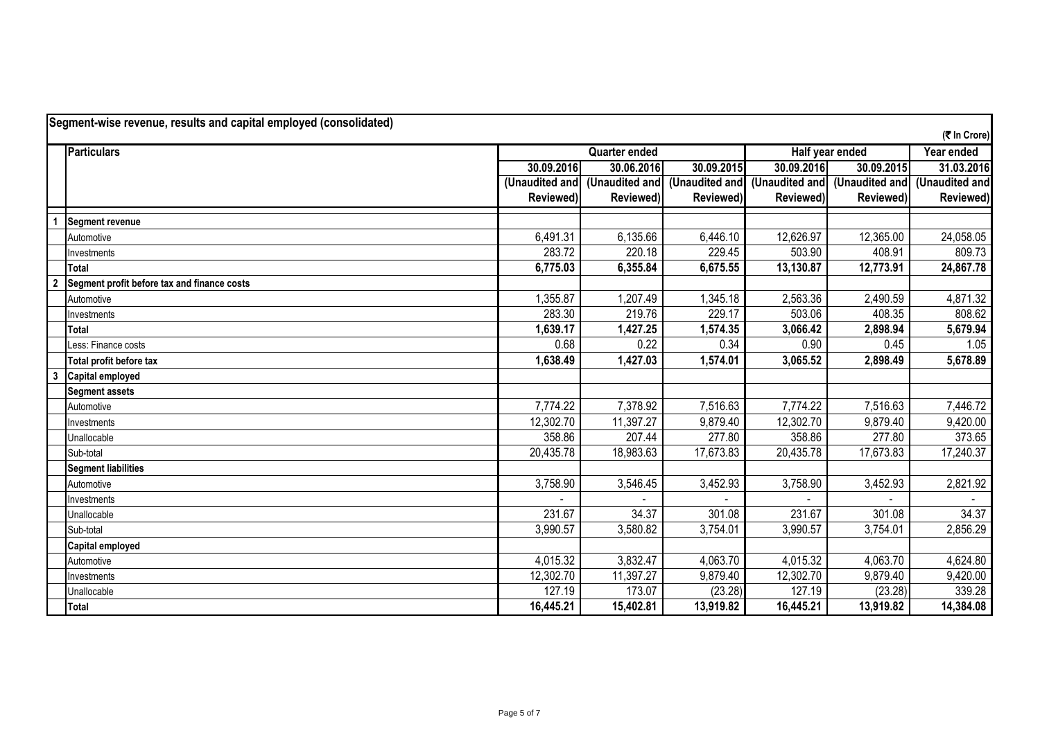## Segment-wise revenue, results and capital employed (consolidated)

(₹ In Crore)

| | Particulars | Quarter ended | | | Half year ended | | Year ended |
|---|---|---|---|---|---|---|---|
| | | 30.09.2016 | 30.06.2016 | 30.09.2015 | 30.09.2016 | 30.09.2015 | 31.03.2016 |
| | | (Unaudited and Reviewed) | (Unaudited and Reviewed) | (Unaudited and Reviewed) | (Unaudited and Reviewed) | (Unaudited and Reviewed) | (Unaudited and Reviewed) |
| 1 | **Segment revenue** | | | | | | |
| | Automotive | 6,491.31 | 6,135.66 | 6,446.10 | 12,626.97 | 12,365.00 | 24,058.05 |
| | Investments | 283.72 | 220.18 | 229.45 | 503.90 | 408.91 | 809.73 |
| | **Total** | **6,775.03** | **6,355.84** | **6,675.55** | **13,130.87** | **12,773.91** | **24,867.78** |
| 2 | **Segment profit before tax and finance costs** | | | | | | |
| | Automotive | 1,355.87 | 1,207.49 | 1,345.18 | 2,563.36 | 2,490.59 | 4,871.32 |
| | Investments | 283.30 | 219.76 | 229.17 | 503.06 | 408.35 | 808.62 |
| | **Total** | **1,639.17** | **1,427.25** | **1,574.35** | **3,066.42** | **2,898.94** | **5,679.94** |
| | Less: Finance costs | 0.68 | 0.22 | 0.34 | 0.90 | 0.45 | 1.05 |
| | **Total profit before tax** | **1,638.49** | **1,427.03** | **1,574.01** | **3,065.52** | **2,898.49** | **5,678.89** |
| 3 | **Capital employed** | | | | | | |
| | **Segment assets** | | | | | | |
| | Automotive | 7,774.22 | 7,378.92 | 7,516.63 | 7,774.22 | 7,516.63 | 7,446.72 |
| | Investments | 12,302.70 | 11,397.27 | 9,879.40 | 12,302.70 | 9,879.40 | 9,420.00 |
| | Unallocable | 358.86 | 207.44 | 277.80 | 358.86 | 277.80 | 373.65 |
| | Sub-total | 20,435.78 | 18,983.63 | 17,673.83 | 20,435.78 | 17,673.83 | 17,240.37 |
| | **Segment liabilities** | | | | | | |
| | Automotive | 3,758.90 | 3,546.45 | 3,452.93 | 3,758.90 | 3,452.93 | 2,821.92 |
| | Investments | - | - | - | - | - | - |
| | Unallocable | 231.67 | 34.37 | 301.08 | 231.67 | 301.08 | 34.37 |
| | Sub-total | 3,990.57 | 3,580.82 | 3,754.01 | 3,990.57 | 3,754.01 | 2,856.29 |
| | **Capital employed** | | | | | | |
| | Automotive | 4,015.32 | 3,832.47 | 4,063.70 | 4,015.32 | 4,063.70 | 4,624.80 |
| | Investments | 12,302.70 | 11,397.27 | 9,879.40 | 12,302.70 | 9,879.40 | 9,420.00 |
| | Unallocable | 127.19 | 173.07 | (23.28) | 127.19 | (23.28) | 339.28 |
| | **Total** | **16,445.21** | **15,402.81** | **13,919.82** | **16,445.21** | **13,919.82** | **14,384.08** |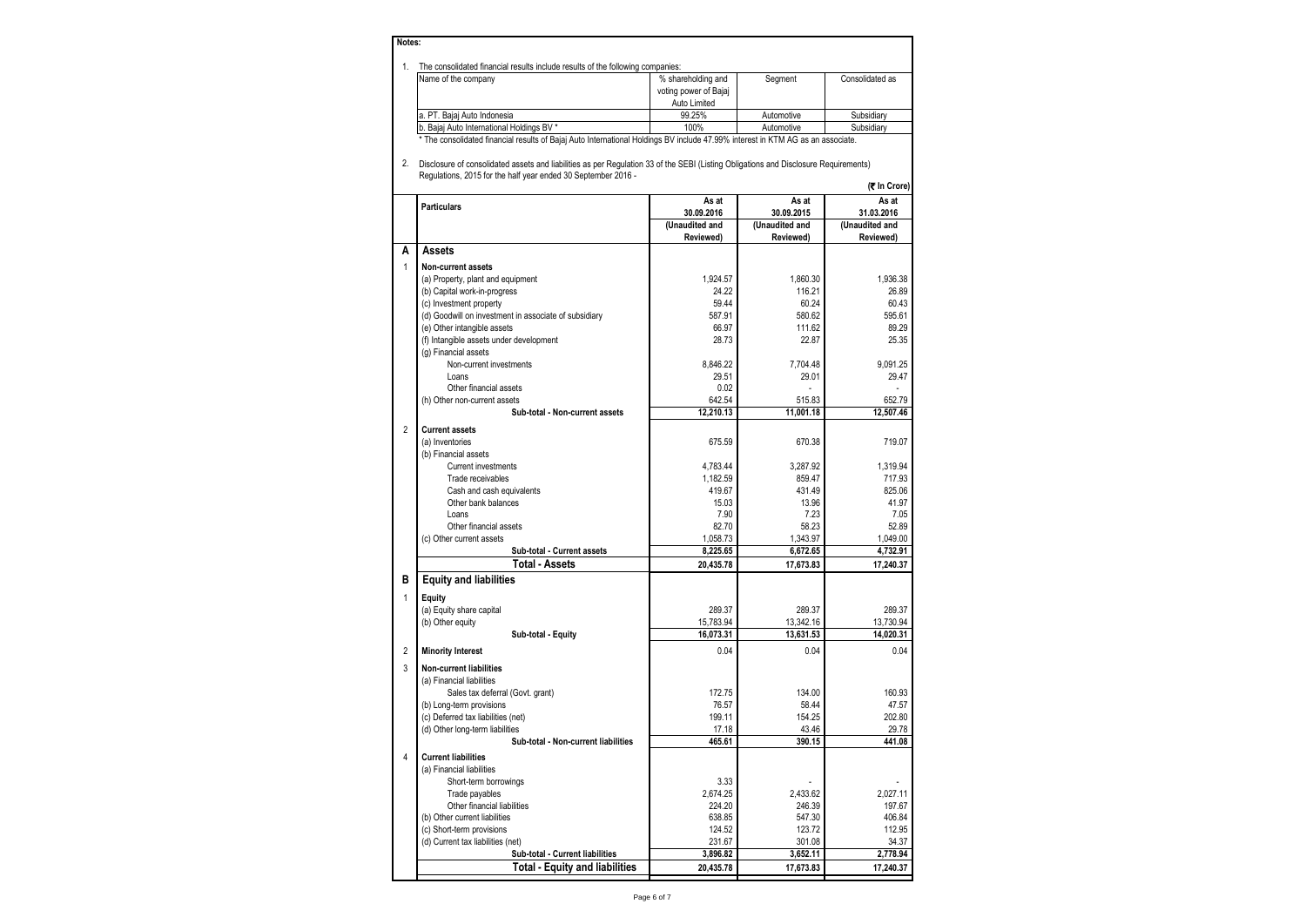**Notes:**

1. The consolidated financial results include results of the following companies:

| Name of the company | % shareholding and voting power of Bajaj Auto Limited | Segment | Consolidated as |
|---|---|---|---|
| a. PT. Bajaj Auto Indonesia | 99.25% | Automotive | Subsidiary |
| b. Bajaj Auto International Holdings BV * | 100% | Automotive | Subsidiary |

\* The consolidated financial results of Bajaj Auto International Holdings BV include 47.99% interest in KTM AG as an associate.

2. Disclosure of consolidated assets and liabilities as per Regulation 33 of the SEBI (Listing Obligations and Disclosure Requirements) Regulations, 2015 for the half year ended 30 September 2016 -

(₹ In Crore)

| | Particulars | As at 30.09.2016 (Unaudited and Reviewed) | As at 30.09.2015 (Unaudited and Reviewed) | As at 31.03.2016 (Unaudited and Reviewed) |
|---|---|---|---|---|
| **A** | **Assets** | | | |
| 1 | **Non-current assets** | | | |
| | (a) Property, plant and equipment | 1,924.57 | 1,860.30 | 1,936.38 |
| | (b) Capital work-in-progress | 24.22 | 116.21 | 26.89 |
| | (c) Investment property | 59.44 | 60.24 | 60.43 |
| | (d) Goodwill on investment in associate of subsidiary | 587.91 | 580.62 | 595.61 |
| | (e) Other intangible assets | 66.97 | 111.62 | 89.29 |
| | (f) Intangible assets under development | 28.73 | 22.87 | 25.35 |
| | (g) Financial assets | | | |
| | Non-current investments | 8,846.22 | 7,704.48 | 9,091.25 |
| | Loans | 29.51 | 29.01 | 29.47 |
| | Other financial assets | 0.02 | - | - |
| | (h) Other non-current assets | 642.54 | 515.83 | 652.79 |
| | **Sub-total - Non-current assets** | **12,210.13** | **11,001.18** | **12,507.46** |
| 2 | **Current assets** | | | |
| | (a) Inventories | 675.59 | 670.38 | 719.07 |
| | (b) Financial assets | | | |
| | Current investments | 4,783.44 | 3,287.92 | 1,319.94 |
| | Trade receivables | 1,182.59 | 859.47 | 717.93 |
| | Cash and cash equivalents | 419.67 | 431.49 | 825.06 |
| | Other bank balances | 15.03 | 13.96 | 41.97 |
| | Loans | 7.90 | 7.23 | 7.05 |
| | Other financial assets | 82.70 | 58.23 | 52.89 |
| | (c) Other current assets | 1,058.73 | 1,343.97 | 1,049.00 |
| | **Sub-total - Current assets** | **8,225.65** | **6,672.65** | **4,732.91** |
| | **Total - Assets** | **20,435.78** | **17,673.83** | **17,240.37** |
| **B** | **Equity and liabilities** | | | |
| 1 | **Equity** | | | |
| | (a) Equity share capital | 289.37 | 289.37 | 289.37 |
| | (b) Other equity | 15,783.94 | 13,342.16 | 13,730.94 |
| | **Sub-total - Equity** | **16,073.31** | **13,631.53** | **14,020.31** |
| 2 | **Minority Interest** | 0.04 | 0.04 | 0.04 |
| 3 | **Non-current liabilities** | | | |
| | (a) Financial liabilities | | | |
| | Sales tax deferral (Govt. grant) | 172.75 | 134.00 | 160.93 |
| | (b) Long-term provisions | 76.57 | 58.44 | 47.57 |
| | (c) Deferred tax liabilities (net) | 199.11 | 154.25 | 202.80 |
| | (d) Other long-term liabilities | 17.18 | 43.46 | 29.78 |
| | **Sub-total - Non-current liabilities** | **465.61** | **390.15** | **441.08** |
| 4 | **Current liabilities** | | | |
| | (a) Financial liabilities | | | |
| | Short-term borrowings | 3.33 | - | - |
| | Trade payables | 2,674.25 | 2,433.62 | 2,027.11 |
| | Other financial liabilities | 224.20 | 246.39 | 197.67 |
| | (b) Other current liabilities | 638.85 | 547.30 | 406.84 |
| | (c) Short-term provisions | 124.52 | 123.72 | 112.95 |
| | (d) Current tax liabilities (net) | 231.67 | 301.08 | 34.37 |
| | **Sub-total - Current liabilities** | **3,896.82** | **3,652.11** | **2,778.94** |
| | **Total - Equity and liabilities** | **20,435.78** | **17,673.83** | **17,240.37** |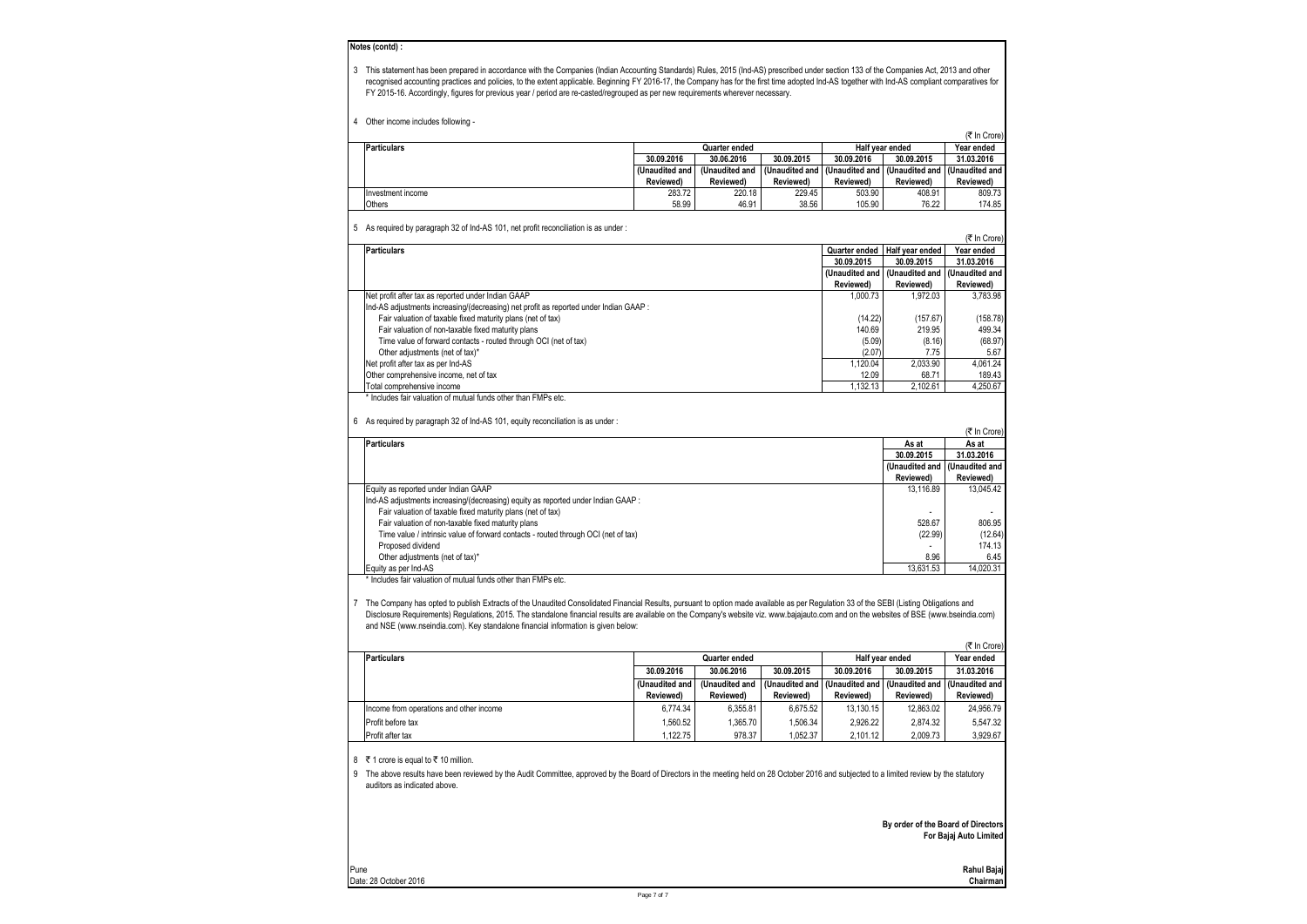**Notes (contd) :**

3 This statement has been prepared in accordance with the Companies (Indian Accounting Standards) Rules, 2015 (Ind-AS) prescribed under section 133 of the Companies Act, 2013 and other recognised accounting practices and policies, to the extent applicable. Beginning FY 2016-17, the Company has for the first time adopted Ind-AS together with Ind-AS compliant comparatives for FY 2015-16. Accordingly, figures for previous year / period are re-casted/regrouped as per new requirements wherever necessary.

4 Other income includes following -

(₹ In Crore)

| Particulars | Quarter ended | | | Half year ended | | Year ended |
|---|---|---|---|---|---|---|
| | 30.09.2016 | 30.06.2016 | 30.09.2015 | 30.09.2016 | 30.09.2015 | 31.03.2016 |
| | (Unaudited and Reviewed) | (Unaudited and Reviewed) | (Unaudited and Reviewed) | (Unaudited and Reviewed) | (Unaudited and Reviewed) | (Unaudited and Reviewed) |
| Investment income | 283.72 | 220.18 | 229.45 | 503.90 | 408.91 | 809.73 |
| Others | 58.99 | 46.91 | 38.56 | 105.90 | 76.22 | 174.85 |

5 As required by paragraph 32 of Ind-AS 101, net profit reconciliation is as under :

(₹ In Crore)

| Particulars | Quarter ended | Half year ended | Year ended |
|---|---|---|---|
| | 30.09.2015 | 30.09.2015 | 31.03.2016 |
| | (Unaudited and Reviewed) | (Unaudited and Reviewed) | (Unaudited and Reviewed) |
| Net profit after tax as reported under Indian GAAP | 1,000.73 | 1,972.03 | 3,783.98 |
| Ind-AS adjustments increasing/(decreasing) net profit as reported under Indian GAAP : | | | |
| Fair valuation of taxable fixed maturity plans (net of tax) | (14.22) | (157.67) | (158.78) |
| Fair valuation of non-taxable fixed maturity plans | 140.69 | 219.95 | 499.34 |
| Time value of forward contacts - routed through OCI (net of tax) | (5.09) | (8.16) | (68.97) |
| Other adjustments (net of tax)* | (2.07) | 7.75 | 5.67 |
| Net profit after tax as per Ind-AS | 1,120.04 | 2,033.90 | 4,061.24 |
| Other comprehensive income, net of tax | 12.09 | 68.71 | 189.43 |
| Total comprehensive income | 1,132.13 | 2,102.61 | 4,250.67 |

\* Includes fair valuation of mutual funds other than FMPs etc.

6 As required by paragraph 32 of Ind-AS 101, equity reconciliation is as under :

(₹ In Crore)

| Particulars | As at | As at |
|---|---|---|
| | 30.09.2015 | 31.03.2016 |
| | (Unaudited and Reviewed) | (Unaudited and Reviewed) |
| Equity as reported under Indian GAAP | 13,116.89 | 13,045.42 |
| Ind-AS adjustments increasing/(decreasing) equity as reported under Indian GAAP : | | |
| Fair valuation of taxable fixed maturity plans (net of tax) | - | - |
| Fair valuation of non-taxable fixed maturity plans | 528.67 | 806.95 |
| Time value / intrinsic value of forward contacts - routed through OCI (net of tax) | (22.99) | (12.64) |
| Proposed dividend | - | 174.13 |
| Other adjustments (net of tax)* | 8.96 | 6.45 |
| Equity as per Ind-AS | 13,631.53 | 14,020.31 |

\* Includes fair valuation of mutual funds other than FMPs etc.

7 The Company has opted to publish Extracts of the Unaudited Consolidated Financial Results, pursuant to option made available as per Regulation 33 of the SEBI (Listing Obligations and Disclosure Requirements) Regulations, 2015. The standalone financial results are available on the Company's website viz. www.bajajauto.com and on the websites of BSE (www.bseindia.com) and NSE (www.nseindia.com). Key standalone financial information is given below:

(₹ In Crore)

| Particulars | Quarter ended | | | Half year ended | | Year ended |
|---|---|---|---|---|---|---|
| | 30.09.2016 | 30.06.2016 | 30.09.2015 | 30.09.2016 | 30.09.2015 | 31.03.2016 |
| | (Unaudited and Reviewed) | (Unaudited and Reviewed) | (Unaudited and Reviewed) | (Unaudited and Reviewed) | (Unaudited and Reviewed) | (Unaudited and Reviewed) |
| Income from operations and other income | 6,774.34 | 6,355.81 | 6,675.52 | 13,130.15 | 12,863.02 | 24,956.79 |
| Profit before tax | 1,560.52 | 1,365.70 | 1,506.34 | 2,926.22 | 2,874.32 | 5,547.32 |
| Profit after tax | 1,122.75 | 978.37 | 1,052.37 | 2,101.12 | 2,009.73 | 3,929.67 |

8 ₹ 1 crore is equal to ₹ 10 million.

9 The above results have been reviewed by the Audit Committee, approved by the Board of Directors in the meeting held on 28 October 2016 and subjected to a limited review by the statutory auditors as indicated above.

By order of the Board of Directors
For Bajaj Auto Limited

Pune
Date: 28 October 2016

Rahul Bajaj
Chairman